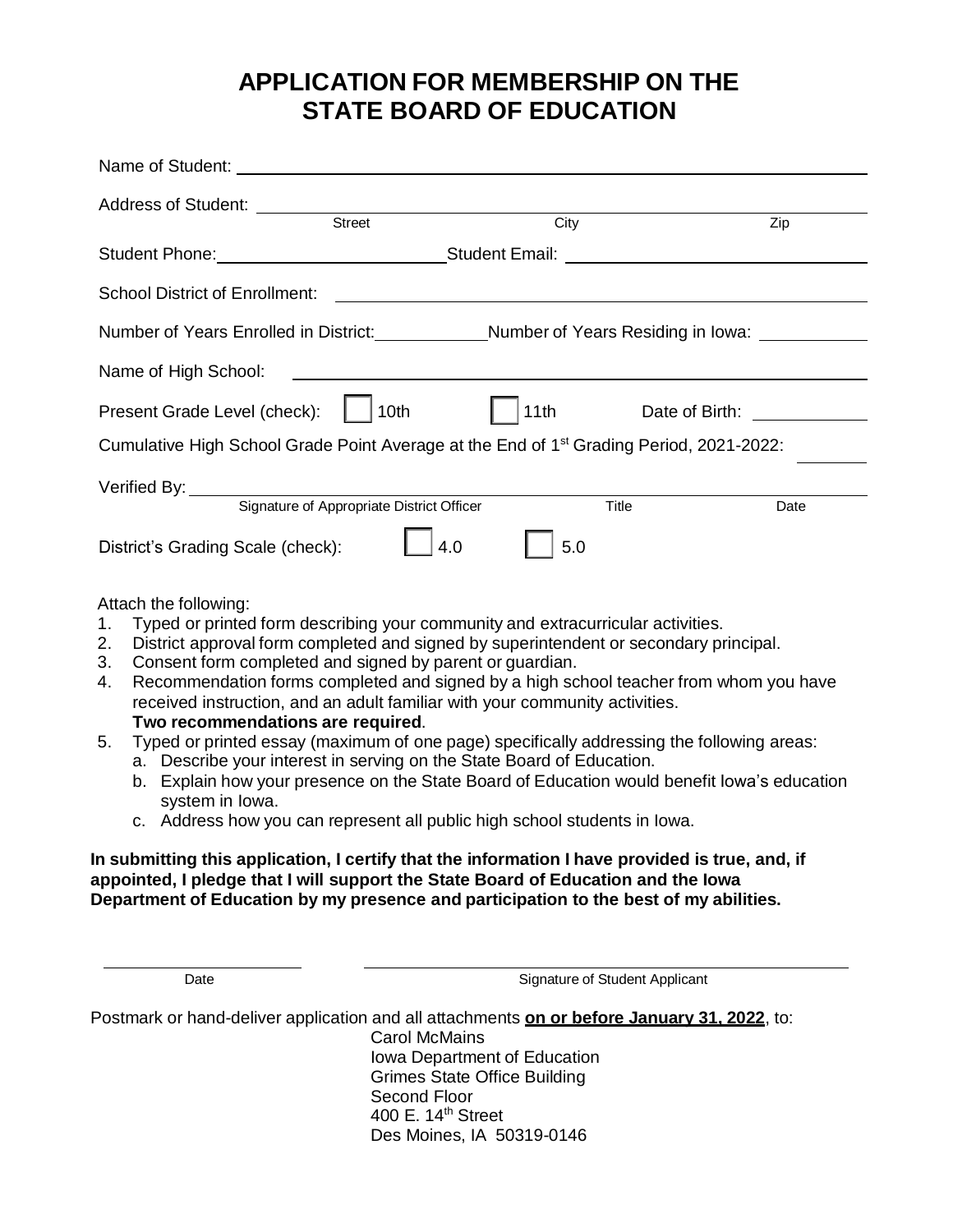# APPLICATION FOR MEMBERSHIP ON THE STATE BOARD OF EDUCATION

Name of Student: ______________________________________________

Address of Student: ______________________________________________
Street City Zip

Student Phone: ____________________ Student Email: ____________________

School District of Enrollment: ______________________________________________

Number of Years Enrolled in District: __________ Number of Years Residing in Iowa: __________

Name of High School: ______________________________________________

Present Grade Level (check): ☐ 10th ☐ 11th Date of Birth: __________

Cumulative High School Grade Point Average at the End of 1st Grading Period, 2021-2022: ________

Verified By: ______________________________________________
Signature of Appropriate District Officer Title Date

District's Grading Scale (check): ☐ 4.0 ☐ 5.0

Attach the following:

1. Typed or printed form describing your community and extracurricular activities.
2. District approval form completed and signed by superintendent or secondary principal.
3. Consent form completed and signed by parent or guardian.
4. Recommendation forms completed and signed by a high school teacher from whom you have received instruction, and an adult familiar with your community activities. **Two recommendations are required**.
5. Typed or printed essay (maximum of one page) specifically addressing the following areas:
   a. Describe your interest in serving on the State Board of Education.
   b. Explain how your presence on the State Board of Education would benefit Iowa's education system in Iowa.
   c. Address how you can represent all public high school students in Iowa.

**In submitting this application, I certify that the information I have provided is true, and, if appointed, I pledge that I will support the State Board of Education and the Iowa Department of Education by my presence and participation to the best of my abilities.**

____________________ ______________________________________________
Date Signature of Student Applicant

Postmark or hand-deliver application and all attachments **on or before January 31, 2022**, to:

Carol McMains
Iowa Department of Education
Grimes State Office Building
Second Floor
400 E. 14th Street
Des Moines, IA 50319-0146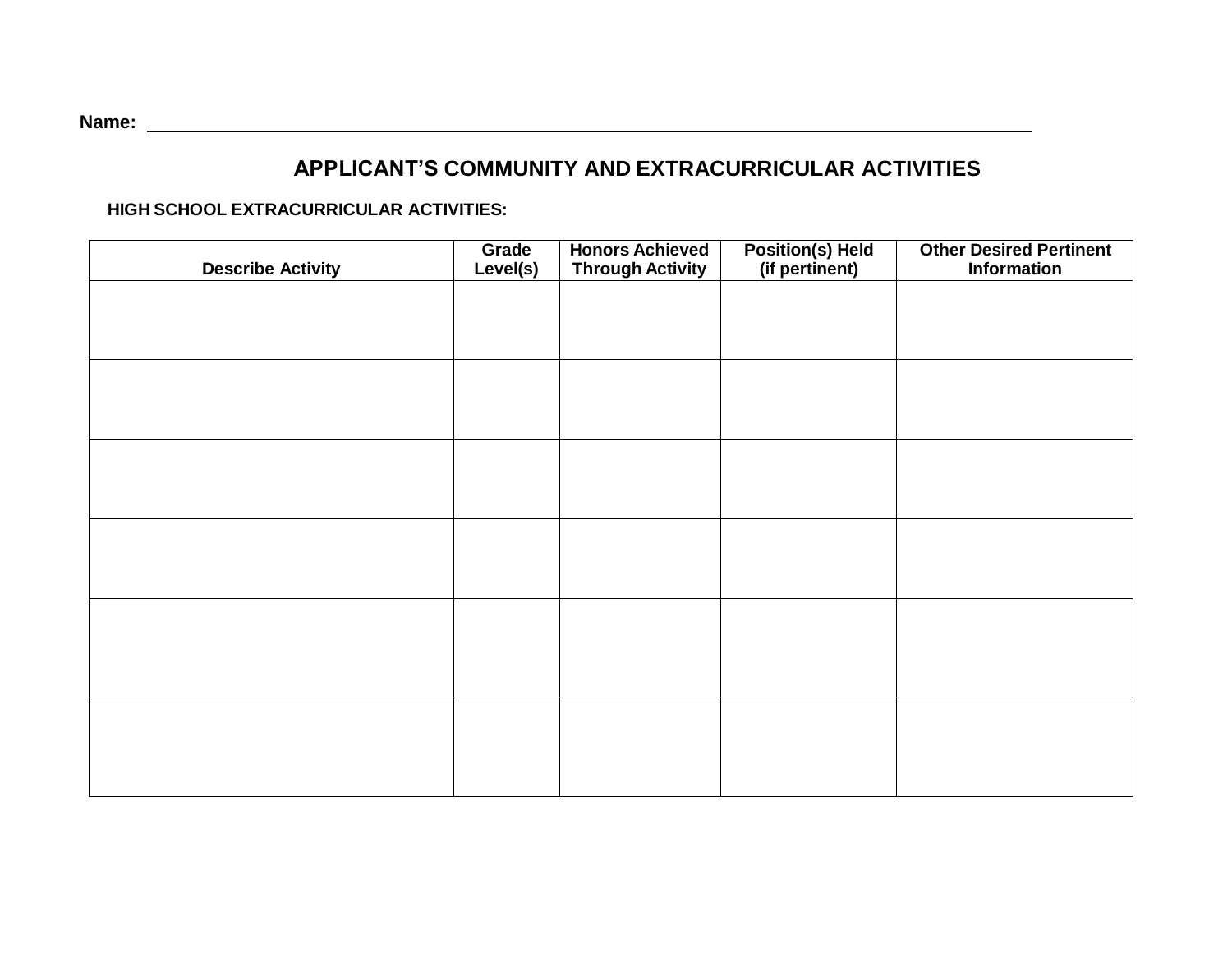**Name:** ______________________________________________________________________________

## APPLICANT'S COMMUNITY AND EXTRACURRICULAR ACTIVITIES

**HIGH SCHOOL EXTRACURRICULAR ACTIVITIES:**

| Describe Activity | Grade Level(s) | Honors Achieved Through Activity | Position(s) Held (if pertinent) | Other Desired Pertinent Information |
|---|---|---|---|---|
| | | | | |
| | | | | |
| | | | | |
| | | | | |
| | | | | |
| | | | | |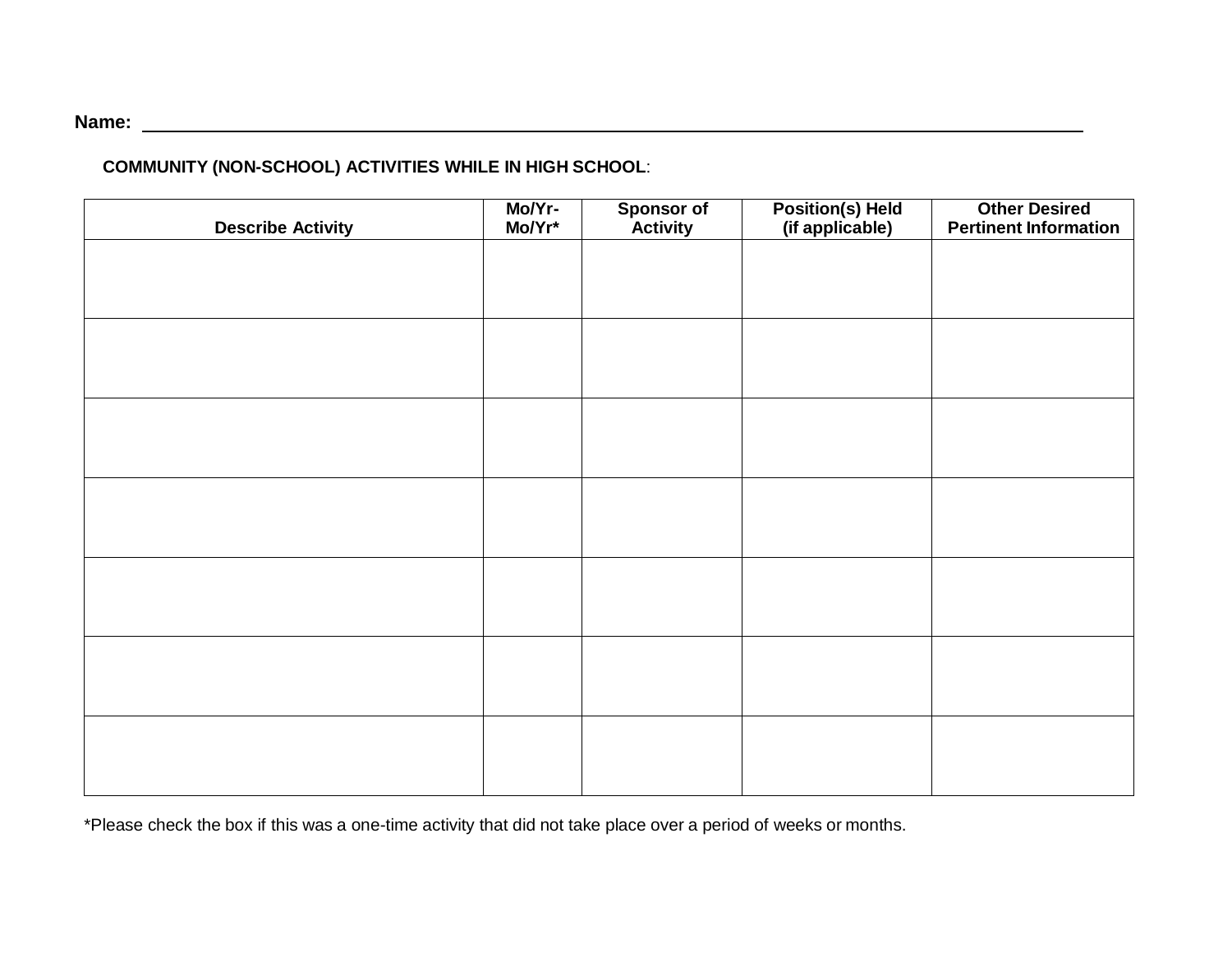**Name:** ______________________________________________________________

**COMMUNITY (NON-SCHOOL) ACTIVITIES WHILE IN HIGH SCHOOL**:

| Describe Activity | Mo/Yr-Mo/Yr* | Sponsor of Activity | Position(s) Held (if applicable) | Other Desired Pertinent Information |
|---|---|---|---|---|
| | | | | |
| | | | | |
| | | | | |
| | | | | |
| | | | | |
| | | | | |
| | | | | |

*Please check the box if this was a one-time activity that did not take place over a period of weeks or months.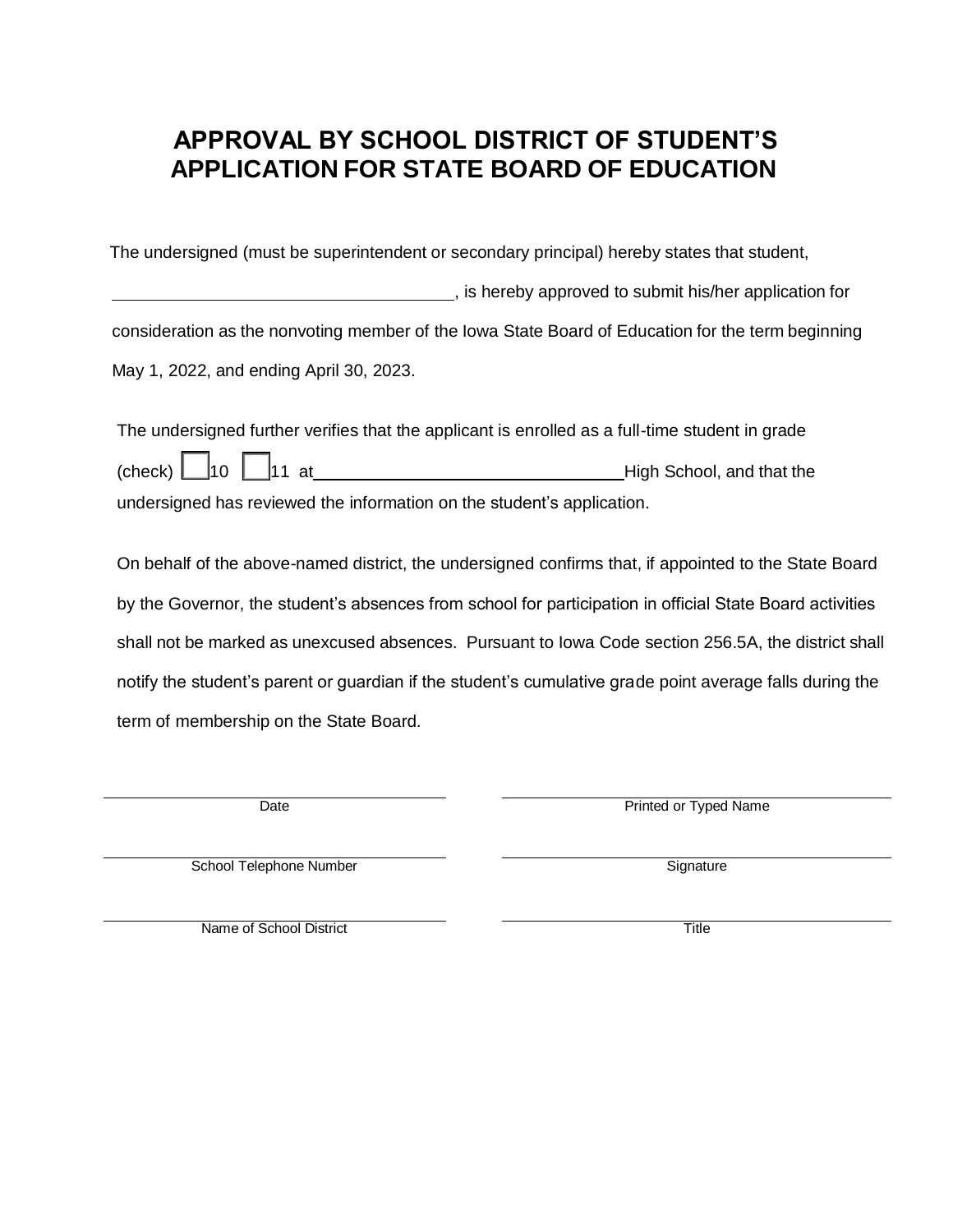# APPROVAL BY SCHOOL DISTRICT OF STUDENT'S APPLICATION FOR STATE BOARD OF EDUCATION

The undersigned (must be superintendent or secondary principal) hereby states that student, \_\_\_\_\_\_\_\_\_\_\_\_\_\_\_\_\_\_\_\_\_\_\_\_\_\_\_\_\_\_\_\_\_\_\_\_, is hereby approved to submit his/her application for consideration as the nonvoting member of the Iowa State Board of Education for the term beginning May 1, 2022, and ending April 30, 2023.

The undersigned further verifies that the applicant is enrolled as a full-time student in grade (check) ☐ 10 ☐ 11 at \_\_\_\_\_\_\_\_\_\_\_\_\_\_\_\_\_\_\_\_\_\_\_\_\_\_\_\_\_\_\_\_ High School, and that the undersigned has reviewed the information on the student's application.

On behalf of the above-named district, the undersigned confirms that, if appointed to the State Board by the Governor, the student's absences from school for participation in official State Board activities shall not be marked as unexcused absences. Pursuant to Iowa Code section 256.5A, the district shall notify the student's parent or guardian if the student's cumulative grade point average falls during the term of membership on the State Board.

\_\_\_\_\_\_\_\_\_\_\_\_\_\_\_\_\_\_\_\_\_\_\_\_\_\_\_\_\_\_\_\_
Date

\_\_\_\_\_\_\_\_\_\_\_\_\_\_\_\_\_\_\_\_\_\_\_\_\_\_\_\_\_\_\_\_
Printed or Typed Name

\_\_\_\_\_\_\_\_\_\_\_\_\_\_\_\_\_\_\_\_\_\_\_\_\_\_\_\_\_\_\_\_
School Telephone Number

\_\_\_\_\_\_\_\_\_\_\_\_\_\_\_\_\_\_\_\_\_\_\_\_\_\_\_\_\_\_\_\_
Signature

\_\_\_\_\_\_\_\_\_\_\_\_\_\_\_\_\_\_\_\_\_\_\_\_\_\_\_\_\_\_\_\_
Name of School District

\_\_\_\_\_\_\_\_\_\_\_\_\_\_\_\_\_\_\_\_\_\_\_\_\_\_\_\_\_\_\_\_
Title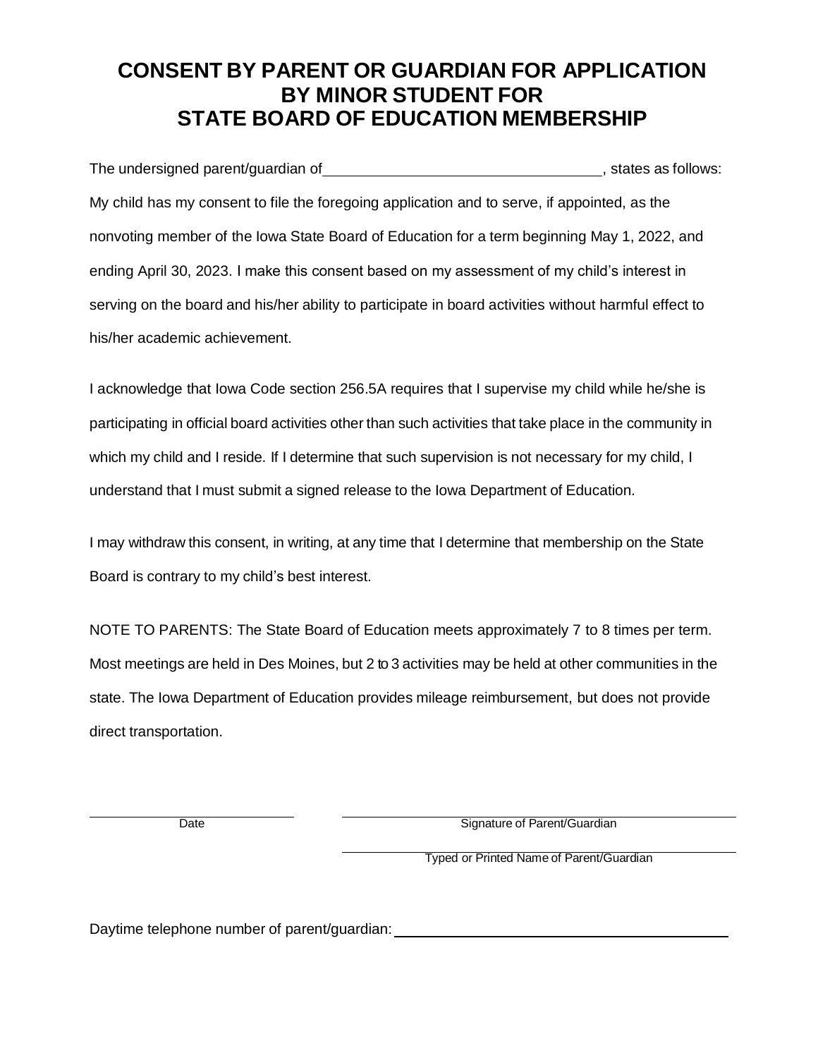# CONSENT BY PARENT OR GUARDIAN FOR APPLICATION BY MINOR STUDENT FOR STATE BOARD OF EDUCATION MEMBERSHIP

The undersigned parent/guardian of \_\_\_\_\_\_\_\_\_\_\_\_\_\_\_\_\_\_\_\_\_\_\_\_\_\_\_\_\_\_\_\_, states as follows: My child has my consent to file the foregoing application and to serve, if appointed, as the nonvoting member of the Iowa State Board of Education for a term beginning May 1, 2022, and ending April 30, 2023. I make this consent based on my assessment of my child's interest in serving on the board and his/her ability to participate in board activities without harmful effect to his/her academic achievement.

I acknowledge that Iowa Code section 256.5A requires that I supervise my child while he/she is participating in official board activities other than such activities that take place in the community in which my child and I reside. If I determine that such supervision is not necessary for my child, I understand that I must submit a signed release to the Iowa Department of Education.

I may withdraw this consent, in writing, at any time that I determine that membership on the State Board is contrary to my child's best interest.

NOTE TO PARENTS: The State Board of Education meets approximately 7 to 8 times per term. Most meetings are held in Des Moines, but 2 to 3 activities may be held at other communities in the state. The Iowa Department of Education provides mileage reimbursement, but does not provide direct transportation.

\_\_\_\_\_\_\_\_\_\_\_\_\_\_\_\_\_\_\_\_\_\_\_\_\_\_\_\_\_\_
Date

\_\_\_\_\_\_\_\_\_\_\_\_\_\_\_\_\_\_\_\_\_\_\_\_\_\_\_\_\_\_
Signature of Parent/Guardian

\_\_\_\_\_\_\_\_\_\_\_\_\_\_\_\_\_\_\_\_\_\_\_\_\_\_\_\_\_\_
Typed or Printed Name of Parent/Guardian

Daytime telephone number of parent/guardian: \_\_\_\_\_\_\_\_\_\_\_\_\_\_\_\_\_\_\_\_\_\_\_\_\_\_\_\_\_\_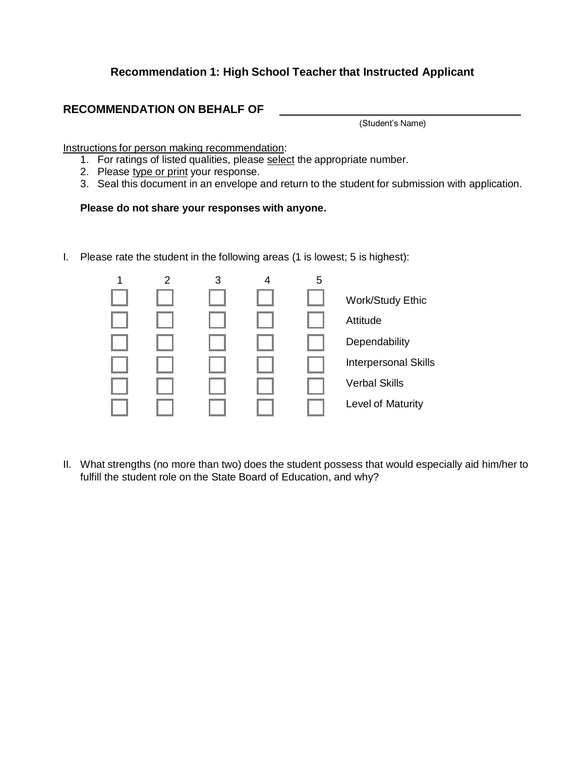## Recommendation 1: High School Teacher that Instructed Applicant

**RECOMMENDATION ON BEHALF OF** ______________________________________________
(Student's Name)

Instructions for person making recommendation:

1. For ratings of listed qualities, please select the appropriate number.
2. Please type or print your response.
3. Seal this document in an envelope and return to the student for submission with application.

**Please do not share your responses with anyone.**

I. Please rate the student in the following areas (1 is lowest; 5 is highest):

| 1 | 2 | 3 | 4 | 5 | |
|---|---|---|---|---|---|
| ☐ | ☐ | ☐ | ☐ | ☐ | Work/Study Ethic |
| ☐ | ☐ | ☐ | ☐ | ☐ | Attitude |
| ☐ | ☐ | ☐ | ☐ | ☐ | Dependability |
| ☐ | ☐ | ☐ | ☐ | ☐ | Interpersonal Skills |
| ☐ | ☐ | ☐ | ☐ | ☐ | Verbal Skills |
| ☐ | ☐ | ☐ | ☐ | ☐ | Level of Maturity |

II. What strengths (no more than two) does the student possess that would especially aid him/her to fulfill the student role on the State Board of Education, and why?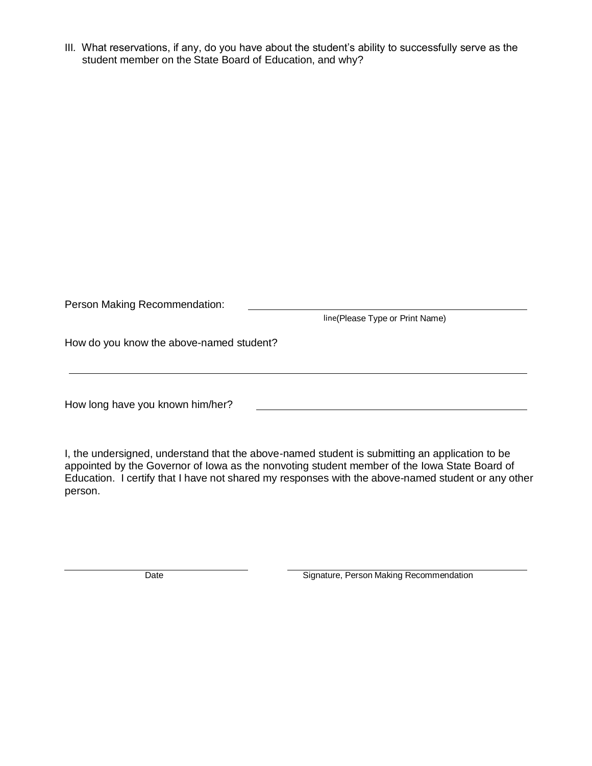III. What reservations, if any, do you have about the student's ability to successfully serve as the student member on the State Board of Education, and why?

Person Making Recommendation: ________________________________________
line(Please Type or Print Name)

How do you know the above-named student?

________________________________________________________________________

How long have you known him/her? ________________________________________

I, the undersigned, understand that the above-named student is submitting an application to be appointed by the Governor of Iowa as the nonvoting student member of the Iowa State Board of Education. I certify that I have not shared my responses with the above-named student or any other person.

______________________________ ________________________________________
Date Signature, Person Making Recommendation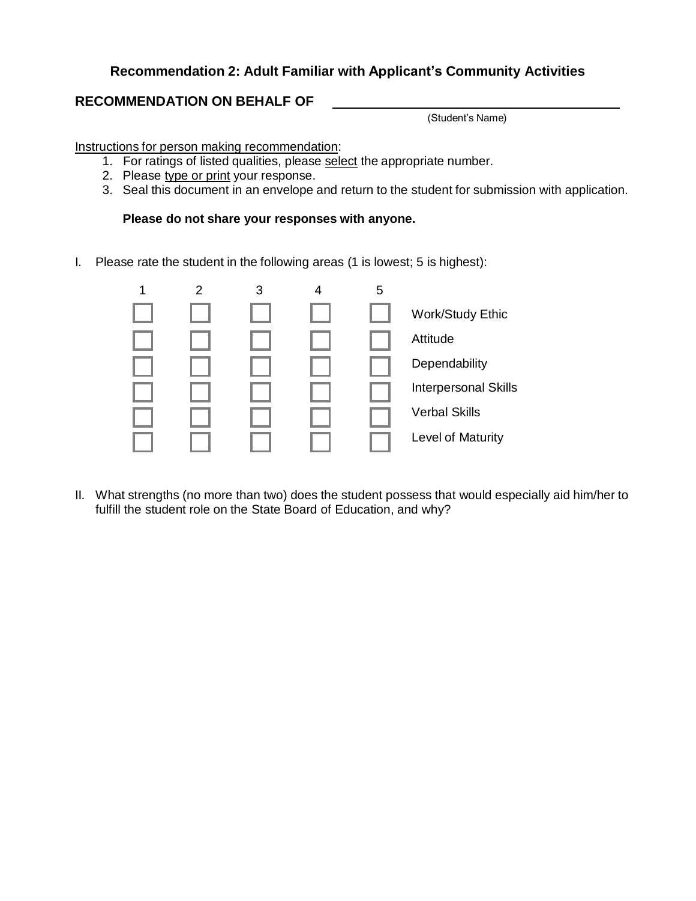## Recommendation 2: Adult Familiar with Applicant's Community Activities

**RECOMMENDATION ON BEHALF OF** \_\_\_\_\_\_\_\_\_\_\_\_\_\_\_\_\_\_\_\_\_\_\_\_\_\_\_\_\_\_\_\_\_\_\_\_\_\_\_\_
(Student's Name)

Instructions for person making recommendation:

1. For ratings of listed qualities, please select the appropriate number.
2. Please type or print your response.
3. Seal this document in an envelope and return to the student for submission with application.

**Please do not share your responses with anyone.**

I. Please rate the student in the following areas (1 is lowest; 5 is highest):

| 1 | 2 | 3 | 4 | 5 | |
|---|---|---|---|---|---|
| ☐ | ☐ | ☐ | ☐ | ☐ | Work/Study Ethic |
| ☐ | ☐ | ☐ | ☐ | ☐ | Attitude |
| ☐ | ☐ | ☐ | ☐ | ☐ | Dependability |
| ☐ | ☐ | ☐ | ☐ | ☐ | Interpersonal Skills |
| ☐ | ☐ | ☐ | ☐ | ☐ | Verbal Skills |
| ☐ | ☐ | ☐ | ☐ | ☐ | Level of Maturity |

II. What strengths (no more than two) does the student possess that would especially aid him/her to fulfill the student role on the State Board of Education, and why?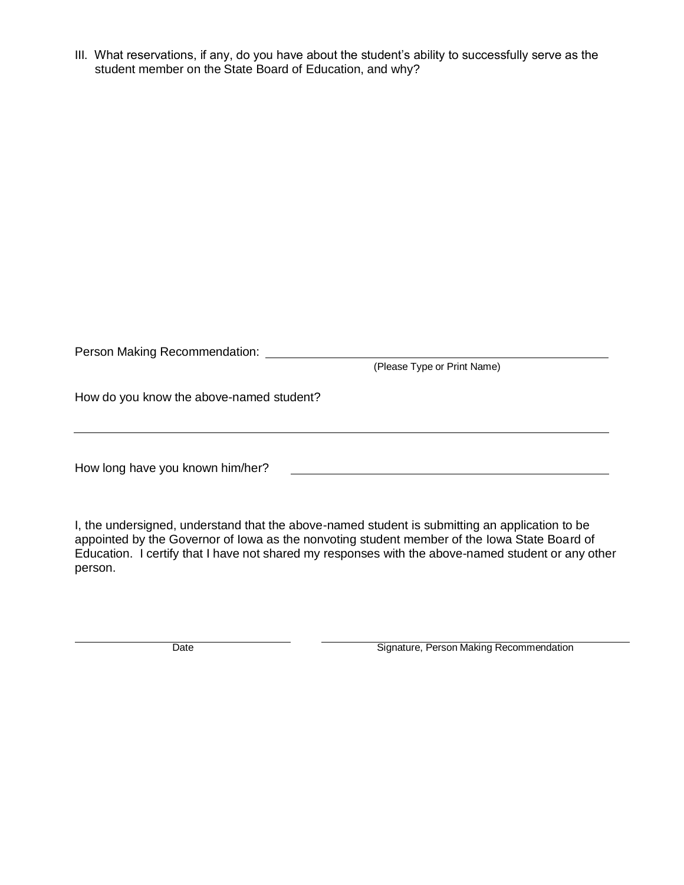III. What reservations, if any, do you have about the student's ability to successfully serve as the student member on the State Board of Education, and why?

Person Making Recommendation: ______________________________________________
(Please Type or Print Name)

How do you know the above-named student?

_______________________________________________________________________________

How long have you known him/her? ____________________________________________

I, the undersigned, understand that the above-named student is submitting an application to be appointed by the Governor of Iowa as the nonvoting student member of the Iowa State Board of Education. I certify that I have not shared my responses with the above-named student or any other person.

______________________________ ______________________________________
Date Signature, Person Making Recommendation